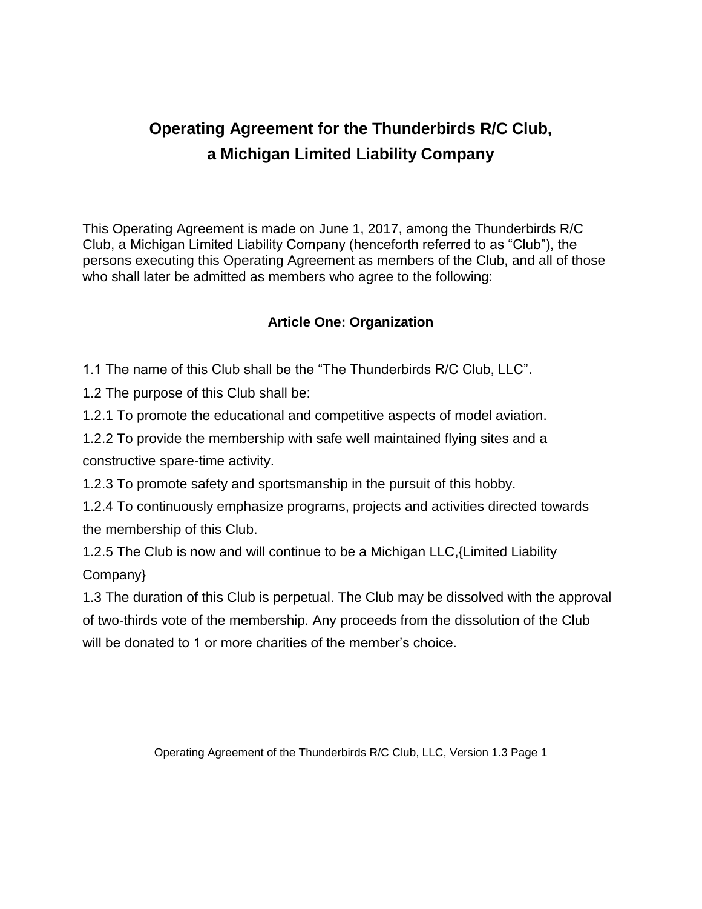# Operating Agreement for the Thunderbirds R/C Club,
# a Michigan Limited Liability Company

This Operating Agreement is made on June 1, 2017, among the Thunderbirds R/C Club, a Michigan Limited Liability Company (henceforth referred to as "Club"), the persons executing this Operating Agreement as members of the Club, and all of those who shall later be admitted as members who agree to the following:

## Article One: Organization

1.1 The name of this Club shall be the "The Thunderbirds R/C Club, LLC".

1.2 The purpose of this Club shall be:

1.2.1 To promote the educational and competitive aspects of model aviation.

1.2.2 To provide the membership with safe well maintained flying sites and a constructive spare-time activity.

1.2.3 To promote safety and sportsmanship in the pursuit of this hobby.

1.2.4 To continuously emphasize programs, projects and activities directed towards the membership of this Club.

1.2.5 The Club is now and will continue to be a Michigan LLC,{Limited Liability Company}

1.3 The duration of this Club is perpetual. The Club may be dissolved with the approval of two-thirds vote of the membership. Any proceeds from the dissolution of the Club will be donated to 1 or more charities of the member's choice.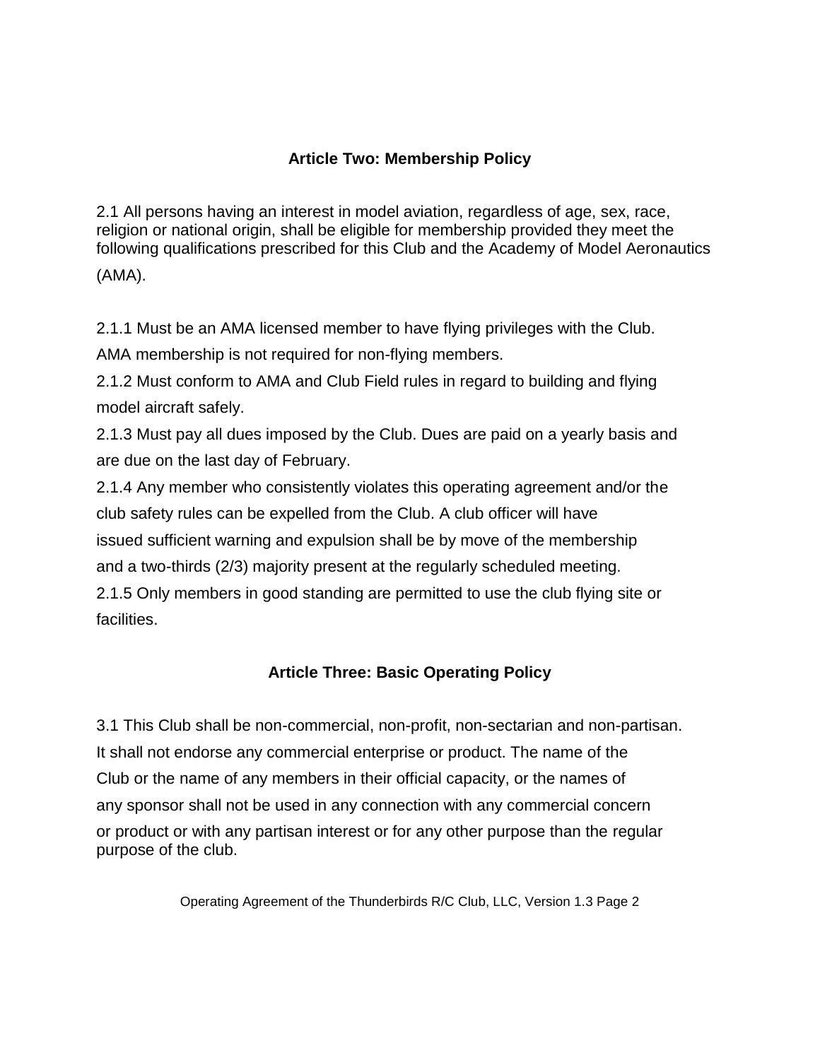## Article Two: Membership Policy

2.1 All persons having an interest in model aviation, regardless of age, sex, race, religion or national origin, shall be eligible for membership provided they meet the following qualifications prescribed for this Club and the Academy of Model Aeronautics (AMA).

2.1.1 Must be an AMA licensed member to have flying privileges with the Club. AMA membership is not required for non-flying members.

2.1.2 Must conform to AMA and Club Field rules in regard to building and flying model aircraft safely.

2.1.3 Must pay all dues imposed by the Club. Dues are paid on a yearly basis and are due on the last day of February.

2.1.4 Any member who consistently violates this operating agreement and/or the club safety rules can be expelled from the Club. A club officer will have issued sufficient warning and expulsion shall be by move of the membership and a two-thirds (2/3) majority present at the regularly scheduled meeting.

2.1.5 Only members in good standing are permitted to use the club flying site or facilities.

## Article Three: Basic Operating Policy

3.1 This Club shall be non-commercial, non-profit, non-sectarian and non-partisan. It shall not endorse any commercial enterprise or product. The name of the Club or the name of any members in their official capacity, or the names of any sponsor shall not be used in any connection with any commercial concern or product or with any partisan interest or for any other purpose than the regular purpose of the club.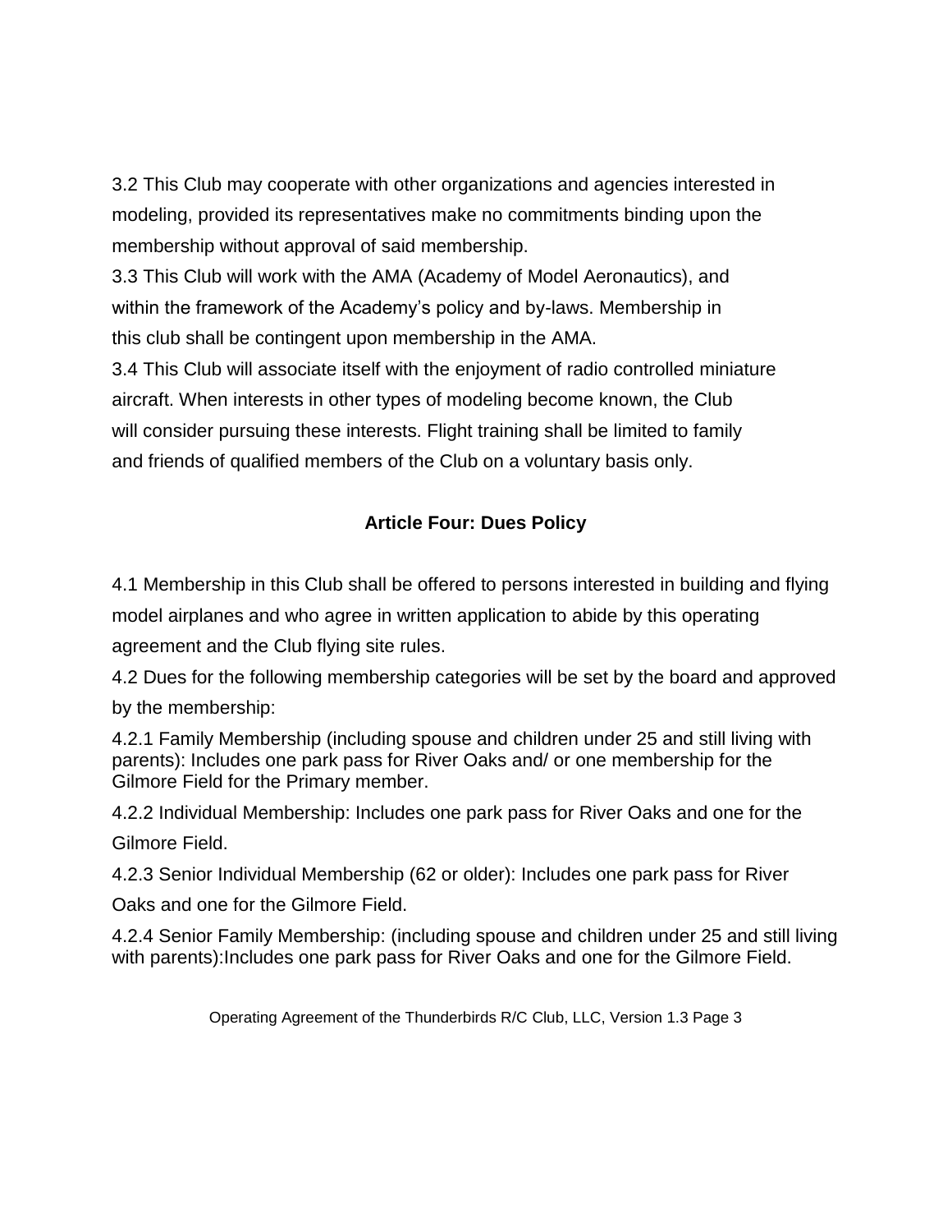3.2 This Club may cooperate with other organizations and agencies interested in modeling, provided its representatives make no commitments binding upon the membership without approval of said membership.

3.3 This Club will work with the AMA (Academy of Model Aeronautics), and within the framework of the Academy's policy and by-laws. Membership in this club shall be contingent upon membership in the AMA.

3.4 This Club will associate itself with the enjoyment of radio controlled miniature aircraft. When interests in other types of modeling become known, the Club will consider pursuing these interests. Flight training shall be limited to family and friends of qualified members of the Club on a voluntary basis only.

## Article Four: Dues Policy

4.1 Membership in this Club shall be offered to persons interested in building and flying model airplanes and who agree in written application to abide by this operating agreement and the Club flying site rules.

4.2 Dues for the following membership categories will be set by the board and approved by the membership:

4.2.1 Family Membership (including spouse and children under 25 and still living with parents): Includes one park pass for River Oaks and/ or one membership for the Gilmore Field for the Primary member.

4.2.2 Individual Membership: Includes one park pass for River Oaks and one for the Gilmore Field.

4.2.3 Senior Individual Membership (62 or older): Includes one park pass for River Oaks and one for the Gilmore Field.

4.2.4 Senior Family Membership: (including spouse and children under 25 and still living with parents):Includes one park pass for River Oaks and one for the Gilmore Field.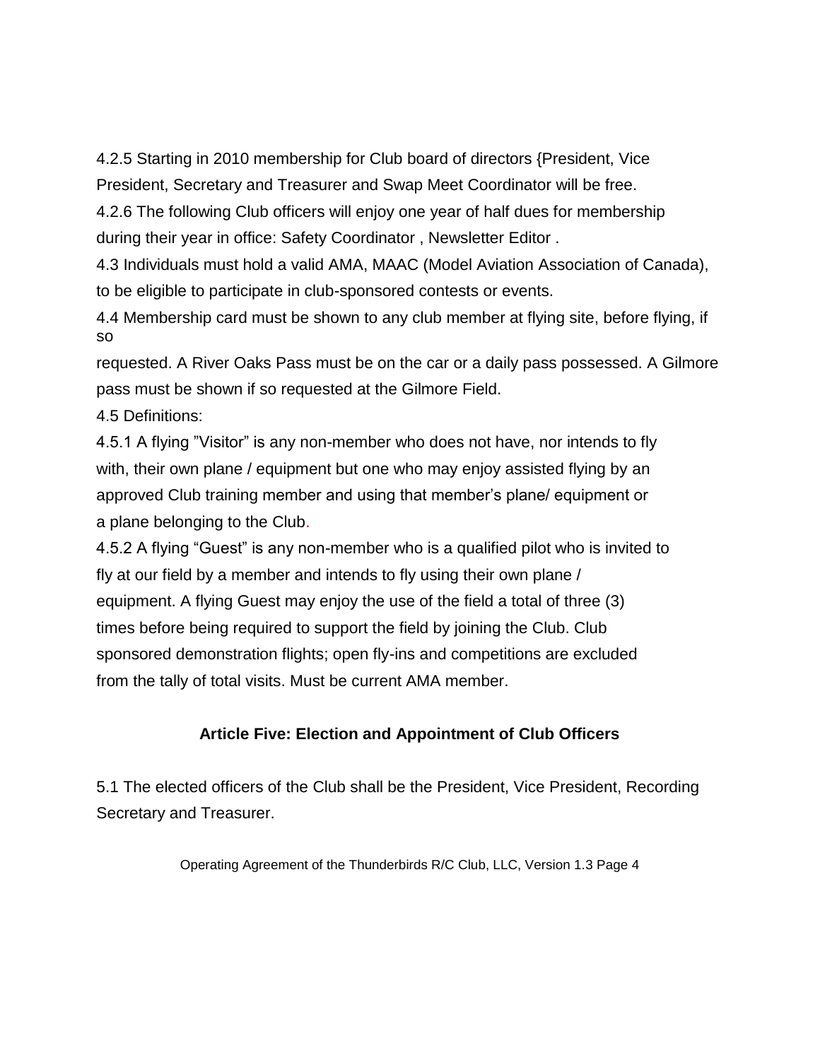4.2.5 Starting in 2010 membership for Club board of directors {President, Vice President, Secretary and Treasurer and Swap Meet Coordinator will be free.

4.2.6 The following Club officers will enjoy one year of half dues for membership during their year in office: Safety Coordinator , Newsletter Editor .

4.3 Individuals must hold a valid AMA, MAAC (Model Aviation Association of Canada), to be eligible to participate in club-sponsored contests or events.

4.4 Membership card must be shown to any club member at flying site, before flying, if so requested. A River Oaks Pass must be on the car or a daily pass possessed. A Gilmore pass must be shown if so requested at the Gilmore Field.

4.5 Definitions:

4.5.1 A flying "Visitor" is any non-member who does not have, nor intends to fly with, their own plane / equipment but one who may enjoy assisted flying by an approved Club training member and using that member's plane/ equipment or a plane belonging to the Club.

4.5.2 A flying "Guest" is any non-member who is a qualified pilot who is invited to fly at our field by a member and intends to fly using their own plane / equipment. A flying Guest may enjoy the use of the field a total of three (3) times before being required to support the field by joining the Club. Club sponsored demonstration flights; open fly-ins and competitions are excluded from the tally of total visits. Must be current AMA member.

## Article Five: Election and Appointment of Club Officers

5.1 The elected officers of the Club shall be the President, Vice President, Recording Secretary and Treasurer.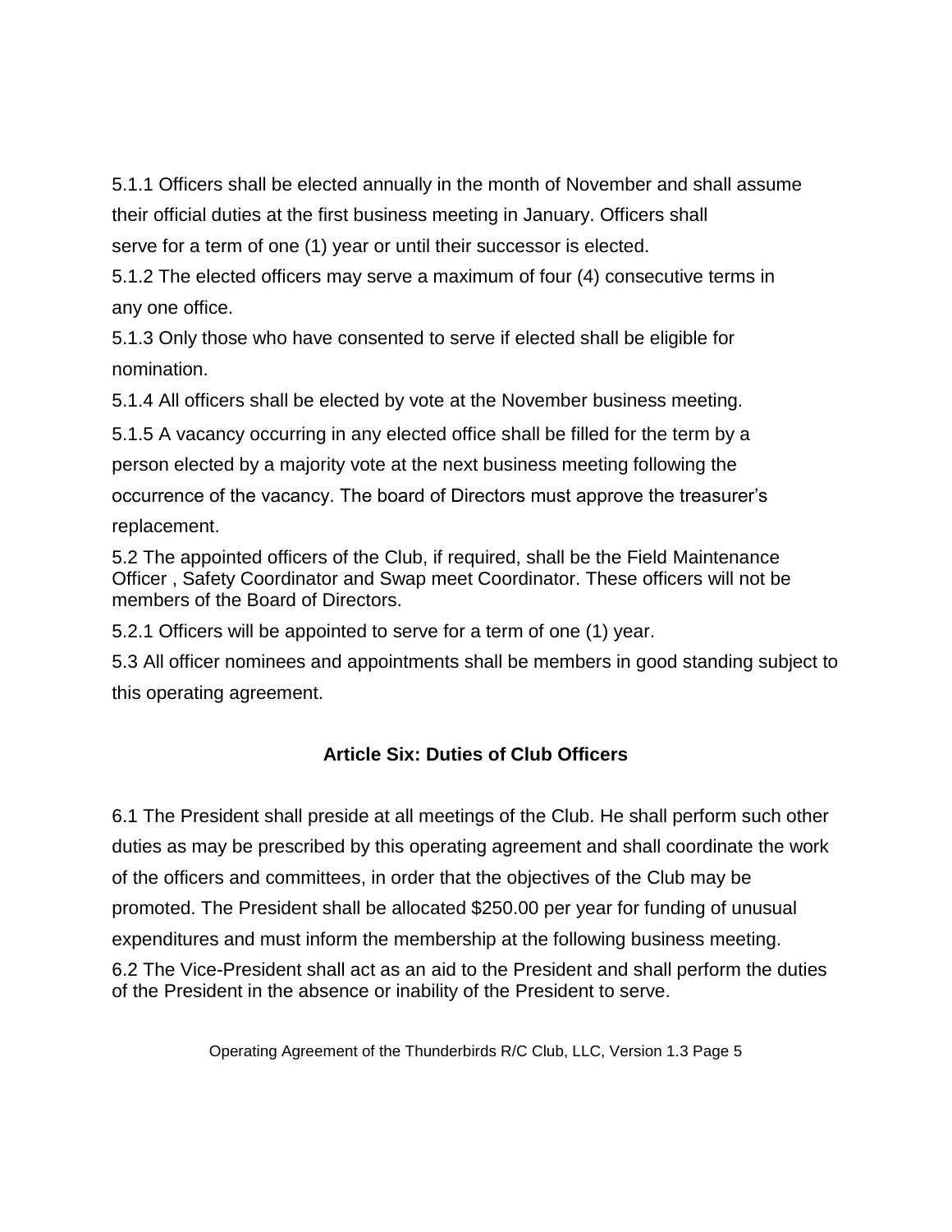5.1.1 Officers shall be elected annually in the month of November and shall assume their official duties at the first business meeting in January. Officers shall serve for a term of one (1) year or until their successor is elected.

5.1.2 The elected officers may serve a maximum of four (4) consecutive terms in any one office.

5.1.3 Only those who have consented to serve if elected shall be eligible for nomination.

5.1.4 All officers shall be elected by vote at the November business meeting.

5.1.5 A vacancy occurring in any elected office shall be filled for the term by a person elected by a majority vote at the next business meeting following the occurrence of the vacancy. The board of Directors must approve the treasurer's replacement.

5.2 The appointed officers of the Club, if required, shall be the Field Maintenance Officer , Safety Coordinator and Swap meet Coordinator. These officers will not be members of the Board of Directors.

5.2.1 Officers will be appointed to serve for a term of one (1) year.

5.3 All officer nominees and appointments shall be members in good standing subject to this operating agreement.

## Article Six: Duties of Club Officers

6.1 The President shall preside at all meetings of the Club. He shall perform such other duties as may be prescribed by this operating agreement and shall coordinate the work of the officers and committees, in order that the objectives of the Club may be promoted. The President shall be allocated $250.00 per year for funding of unusual expenditures and must inform the membership at the following business meeting.

6.2 The Vice-President shall act as an aid to the President and shall perform the duties of the President in the absence or inability of the President to serve.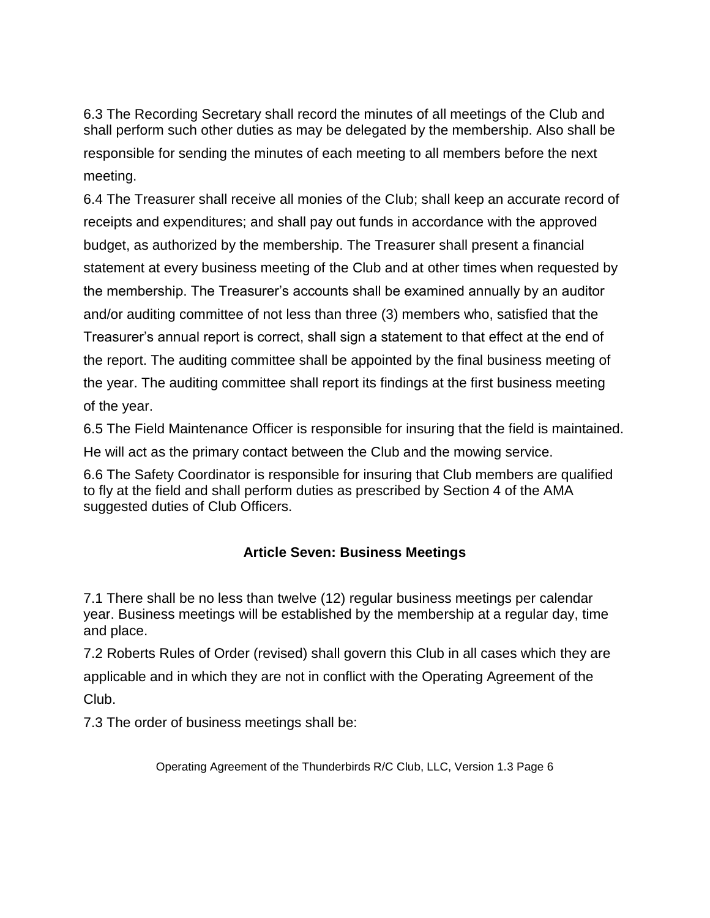6.3 The Recording Secretary shall record the minutes of all meetings of the Club and shall perform such other duties as may be delegated by the membership. Also shall be responsible for sending the minutes of each meeting to all members before the next meeting.

6.4 The Treasurer shall receive all monies of the Club; shall keep an accurate record of receipts and expenditures; and shall pay out funds in accordance with the approved budget, as authorized by the membership. The Treasurer shall present a financial statement at every business meeting of the Club and at other times when requested by the membership. The Treasurer's accounts shall be examined annually by an auditor and/or auditing committee of not less than three (3) members who, satisfied that the Treasurer's annual report is correct, shall sign a statement to that effect at the end of the report. The auditing committee shall be appointed by the final business meeting of the year. The auditing committee shall report its findings at the first business meeting of the year.

6.5 The Field Maintenance Officer is responsible for insuring that the field is maintained. He will act as the primary contact between the Club and the mowing service.

6.6 The Safety Coordinator is responsible for insuring that Club members are qualified to fly at the field and shall perform duties as prescribed by Section 4 of the AMA suggested duties of Club Officers.

## Article Seven: Business Meetings

7.1 There shall be no less than twelve (12) regular business meetings per calendar year. Business meetings will be established by the membership at a regular day, time and place.

7.2 Roberts Rules of Order (revised) shall govern this Club in all cases which they are applicable and in which they are not in conflict with the Operating Agreement of the Club.

7.3 The order of business meetings shall be: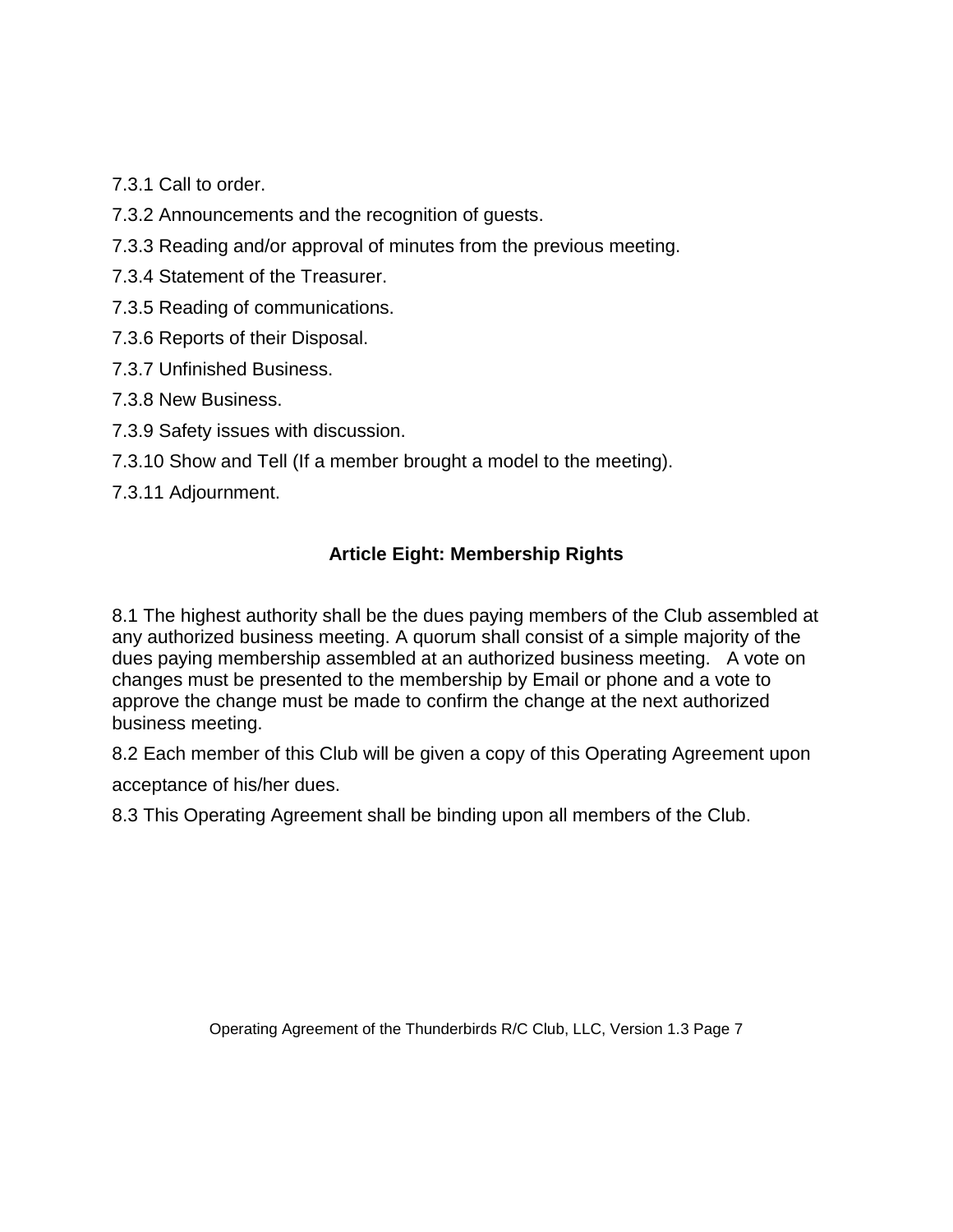7.3.1 Call to order.

7.3.2 Announcements and the recognition of guests.

7.3.3 Reading and/or approval of minutes from the previous meeting.

7.3.4 Statement of the Treasurer.

7.3.5 Reading of communications.

7.3.6 Reports of their Disposal.

7.3.7 Unfinished Business.

7.3.8 New Business.

7.3.9 Safety issues with discussion.

7.3.10 Show and Tell (If a member brought a model to the meeting).

7.3.11 Adjournment.

## Article Eight: Membership Rights

8.1 The highest authority shall be the dues paying members of the Club assembled at any authorized business meeting. A quorum shall consist of a simple majority of the dues paying membership assembled at an authorized business meeting. A vote on changes must be presented to the membership by Email or phone and a vote to approve the change must be made to confirm the change at the next authorized business meeting.

8.2 Each member of this Club will be given a copy of this Operating Agreement upon acceptance of his/her dues.

8.3 This Operating Agreement shall be binding upon all members of the Club.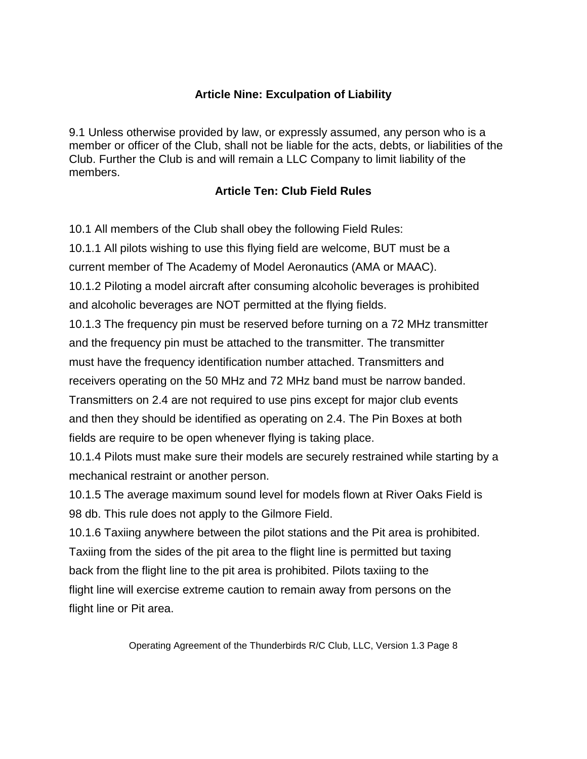## Article Nine: Exculpation of Liability

9.1 Unless otherwise provided by law, or expressly assumed, any person who is a member or officer of the Club, shall not be liable for the acts, debts, or liabilities of the Club. Further the Club is and will remain a LLC Company to limit liability of the members.

## Article Ten: Club Field Rules

10.1 All members of the Club shall obey the following Field Rules:

10.1.1 All pilots wishing to use this flying field are welcome, BUT must be a current member of The Academy of Model Aeronautics (AMA or MAAC).

10.1.2 Piloting a model aircraft after consuming alcoholic beverages is prohibited and alcoholic beverages are NOT permitted at the flying fields.

10.1.3 The frequency pin must be reserved before turning on a 72 MHz transmitter and the frequency pin must be attached to the transmitter. The transmitter must have the frequency identification number attached. Transmitters and receivers operating on the 50 MHz and 72 MHz band must be narrow banded. Transmitters on 2.4 are not required to use pins except for major club events and then they should be identified as operating on 2.4. The Pin Boxes at both fields are require to be open whenever flying is taking place.

10.1.4 Pilots must make sure their models are securely restrained while starting by a mechanical restraint or another person.

10.1.5 The average maximum sound level for models flown at River Oaks Field is 98 db. This rule does not apply to the Gilmore Field.

10.1.6 Taxiing anywhere between the pilot stations and the Pit area is prohibited. Taxiing from the sides of the pit area to the flight line is permitted but taxing back from the flight line to the pit area is prohibited. Pilots taxiing to the flight line will exercise extreme caution to remain away from persons on the flight line or Pit area.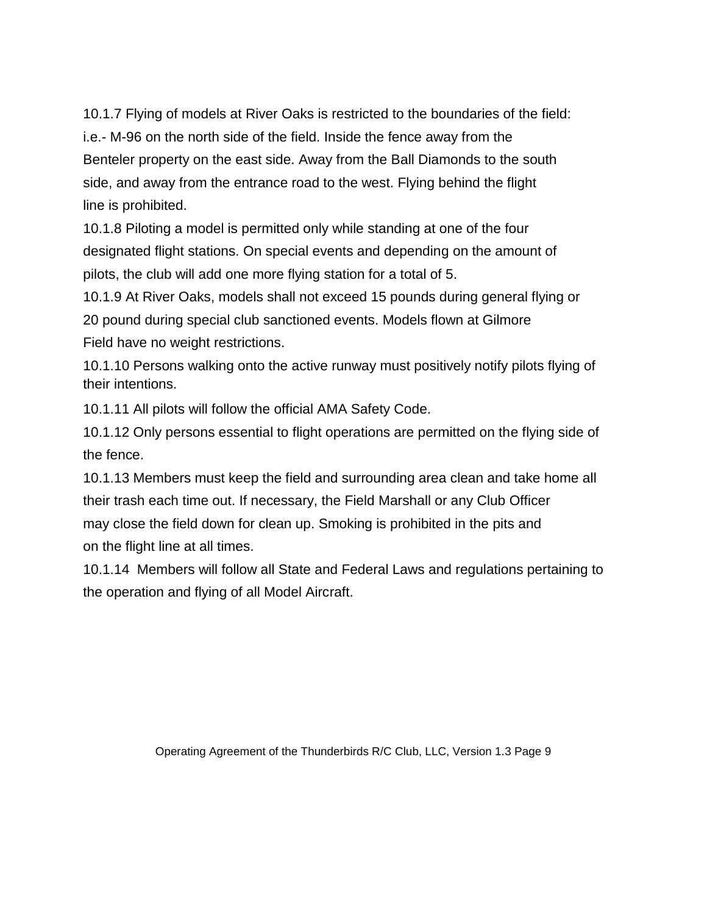10.1.7 Flying of models at River Oaks is restricted to the boundaries of the field: i.e.- M-96 on the north side of the field. Inside the fence away from the Benteler property on the east side. Away from the Ball Diamonds to the south side, and away from the entrance road to the west. Flying behind the flight line is prohibited.

10.1.8 Piloting a model is permitted only while standing at one of the four designated flight stations. On special events and depending on the amount of pilots, the club will add one more flying station for a total of 5.

10.1.9 At River Oaks, models shall not exceed 15 pounds during general flying or 20 pound during special club sanctioned events. Models flown at Gilmore Field have no weight restrictions.

10.1.10 Persons walking onto the active runway must positively notify pilots flying of their intentions.

10.1.11 All pilots will follow the official AMA Safety Code.

10.1.12 Only persons essential to flight operations are permitted on the flying side of the fence.

10.1.13 Members must keep the field and surrounding area clean and take home all their trash each time out. If necessary, the Field Marshall or any Club Officer may close the field down for clean up. Smoking is prohibited in the pits and on the flight line at all times.

10.1.14 Members will follow all State and Federal Laws and regulations pertaining to the operation and flying of all Model Aircraft.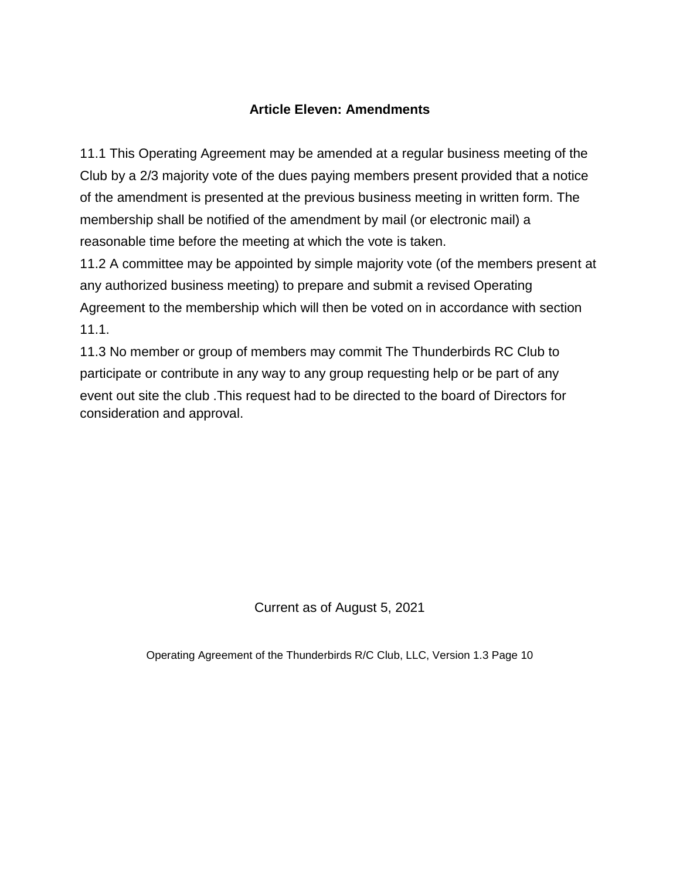## Article Eleven: Amendments

11.1 This Operating Agreement may be amended at a regular business meeting of the Club by a 2/3 majority vote of the dues paying members present provided that a notice of the amendment is presented at the previous business meeting in written form. The membership shall be notified of the amendment by mail (or electronic mail) a reasonable time before the meeting at which the vote is taken.

11.2 A committee may be appointed by simple majority vote (of the members present at any authorized business meeting) to prepare and submit a revised Operating Agreement to the membership which will then be voted on in accordance with section 11.1.

11.3 No member or group of members may commit The Thunderbirds RC Club to participate or contribute in any way to any group requesting help or be part of any event out site the club .This request had to be directed to the board of Directors for consideration and approval.

Current as of August 5, 2021